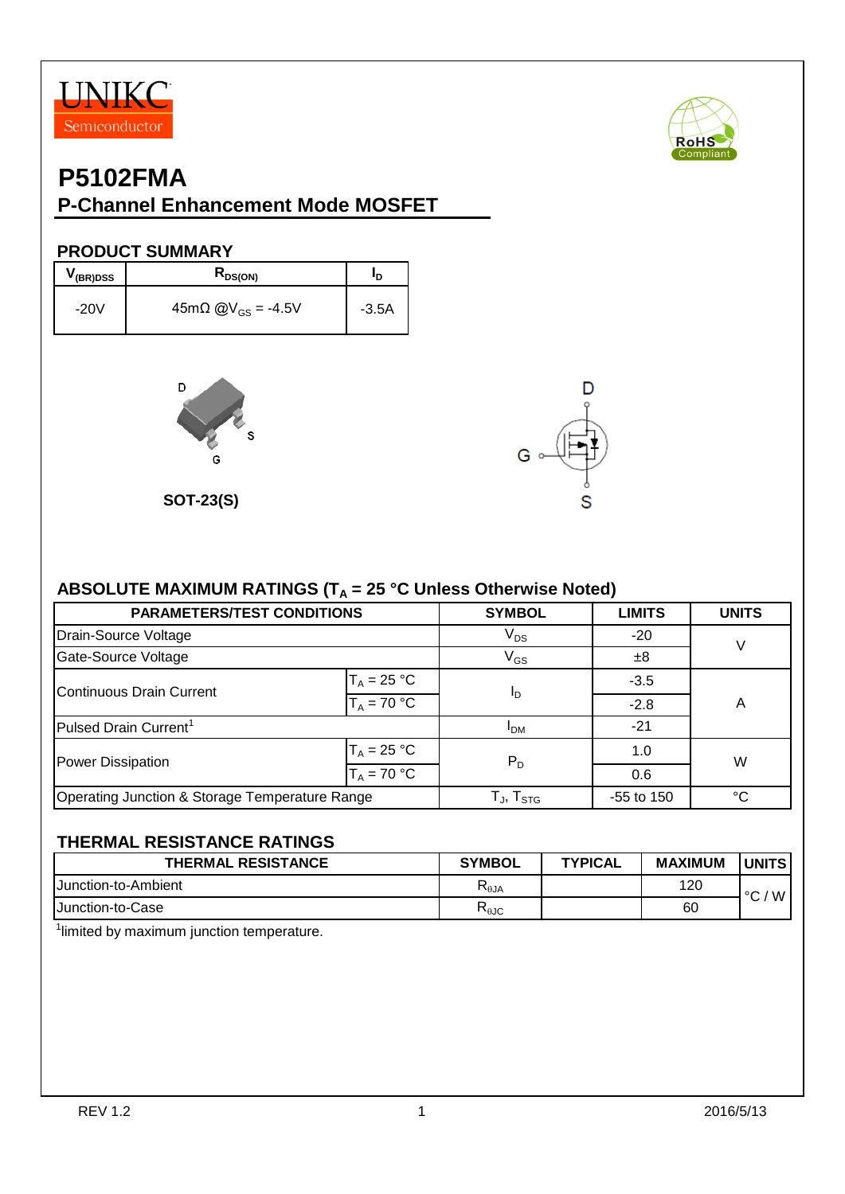UNIKC Semiconductor

# P5102FMA

## P-Channel Enhancement Mode MOSFET

### PRODUCT SUMMARY

| $V_{(BR)DSS}$ | $R_{DS(ON)}$ | $I_D$ |
|---|---|---|
| -20V | 45mΩ @$V_{GS}$ = -4.5V | -3.5A |

SOT-23(S)

### ABSOLUTE MAXIMUM RATINGS ($T_A$ = 25 °C Unless Otherwise Noted)

| PARAMETERS/TEST CONDITIONS | | SYMBOL | LIMITS | UNITS |
|---|---|---|---|---|
| Drain-Source Voltage | | $V_{DS}$ | -20 | V |
| Gate-Source Voltage | | $V_{GS}$ | ±8 | V |
| Continuous Drain Current | $T_A$ = 25 °C | $I_D$ | -3.5 | A |
| | $T_A$ = 70 °C | | -2.8 | A |
| Pulsed Drain Current[1] | | $I_{DM}$ | -21 | A |
| Power Dissipation | $T_A$ = 25 °C | $P_D$ | 1.0 | W |
| | $T_A$ = 70 °C | | 0.6 | W |
| Operating Junction & Storage Temperature Range | | $T_J$, $T_{STG}$ | -55 to 150 | °C |

### THERMAL RESISTANCE RATINGS

| THERMAL RESISTANCE | SYMBOL | TYPICAL | MAXIMUM | UNITS |
|---|---|---|---|---|
| Junction-to-Ambient | $R_{\theta JA}$ | | 120 | °C / W |
| Junction-to-Case | $R_{\theta JC}$ | | 60 | °C / W |

[1]limited by maximum junction temperature.

REV 1.2 2016/5/13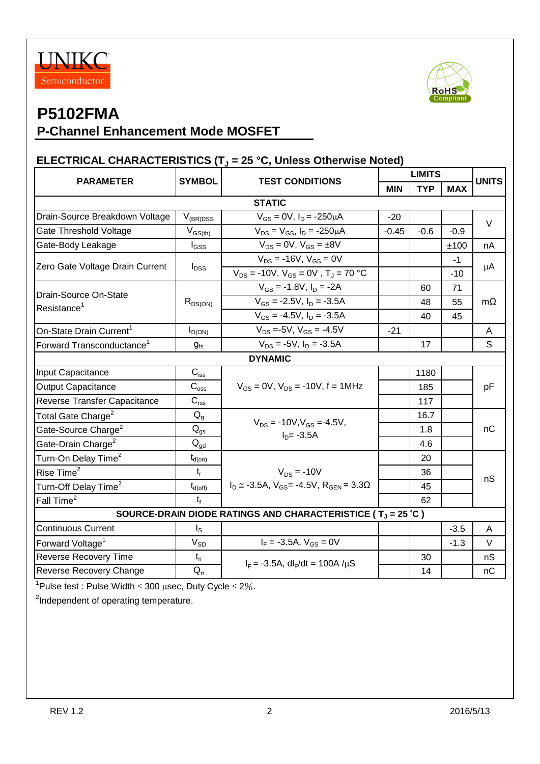# P5102FMA

## P-Channel Enhancement Mode MOSFET

### ELECTRICAL CHARACTERISTICS ($T_J$ = 25 °C, Unless Otherwise Noted)

| PARAMETER | SYMBOL | TEST CONDITIONS | LIMITS | | | UNITS |
|---|---|---|---|---|---|---|
| | | | MIN | TYP | MAX | |
| **STATIC** | | | | | | |
| Drain-Source Breakdown Voltage | $V_{(BR)DSS}$ | $V_{GS}$ = 0V, $I_D$ = -250μA | -20 | | | V |
| Gate Threshold Voltage | $V_{GS(th)}$ | $V_{DS}$ = $V_{GS}$, $I_D$ = -250μA | -0.45 | -0.6 | -0.9 | V |
| Gate-Body Leakage | $I_{GSS}$ | $V_{DS}$ = 0V, $V_{GS}$ = ±8V | | | ±100 | nA |
| Zero Gate Voltage Drain Current | $I_{DSS}$ | $V_{DS}$ = -16V, $V_{GS}$ = 0V | | | -1 | μA |
| | | $V_{DS}$ = -10V, $V_{GS}$ = 0V , $T_J$ = 70 °C | | | -10 | |
| Drain-Source On-State Resistance[1] | $R_{DS(ON)}$ | $V_{GS}$ = -1.8V, $I_D$ = -2A | | 60 | 71 | mΩ |
| | | $V_{GS}$ = -2.5V, $I_D$ = -3.5A | | 48 | 55 | |
| | | $V_{GS}$ = -4.5V, $I_D$ = -3.5A | | 40 | 45 | |
| On-State Drain Current[1] | $I_{D(ON)}$ | $V_{DS}$ =-5V, $V_{GS}$ = -4.5V | -21 | | | A |
| Forward Transconductance[1] | $g_{fs}$ | $V_{DS}$ = -5V, $I_D$ = -3.5A | | 17 | | S |
| **DYNAMIC** | | | | | | |
| Input Capacitance | $C_{iss}$ | $V_{GS}$ = 0V, $V_{DS}$ = -10V, f = 1MHz | | 1180 | | pF |
| Output Capacitance | $C_{oss}$ | | | 185 | | |
| Reverse Transfer Capacitance | $C_{rss}$ | | | 117 | | |
| Total Gate Charge[2] | $Q_g$ | $V_{DS}$ = -10V,$V_{GS}$ =-4.5V, $I_D$= -3.5A | | 16.7 | | nC |
| Gate-Source Charge[2] | $Q_{gs}$ | | | 1.8 | | |
| Gate-Drain Charge[2] | $Q_{gd}$ | | | 4.6 | | |
| Turn-On Delay Time[2] | $t_{d(on)}$ | $V_{DS}$ = -10V, $I_D$ ≅ -3.5A, $V_{GS}$= -4.5V, $R_{GEN}$ = 3.3Ω | | 20 | | nS |
| Rise Time[2] | $t_r$ | | | 36 | | |
| Turn-Off Delay Time[2] | $t_{d(off)}$ | | | 45 | | |
| Fall Time[2] | $t_f$ | | | 62 | | |
| **SOURCE-DRAIN DIODE RATINGS AND CHARACTERISTICE ( $T_J$ = 25 °C )** | | | | | | |
| Continuous Current | $I_S$ | | | | -3.5 | A |
| Forward Voltage[1] | $V_{SD}$ | $I_F$ = -3.5A, $V_{GS}$ = 0V | | | -1.3 | V |
| Reverse Recovery Time | $t_{rr}$ | $I_F$ = -3.5A, $dI_F/dt$ = 100A /μS | | 30 | | nS |
| Reverse Recovery Change | $Q_{rr}$ | | | 14 | | nC |

[1]Pulse test : Pulse Width ≤ 300 μsec, Duty Cycle ≤ 2%.

[2]Independent of operating temperature.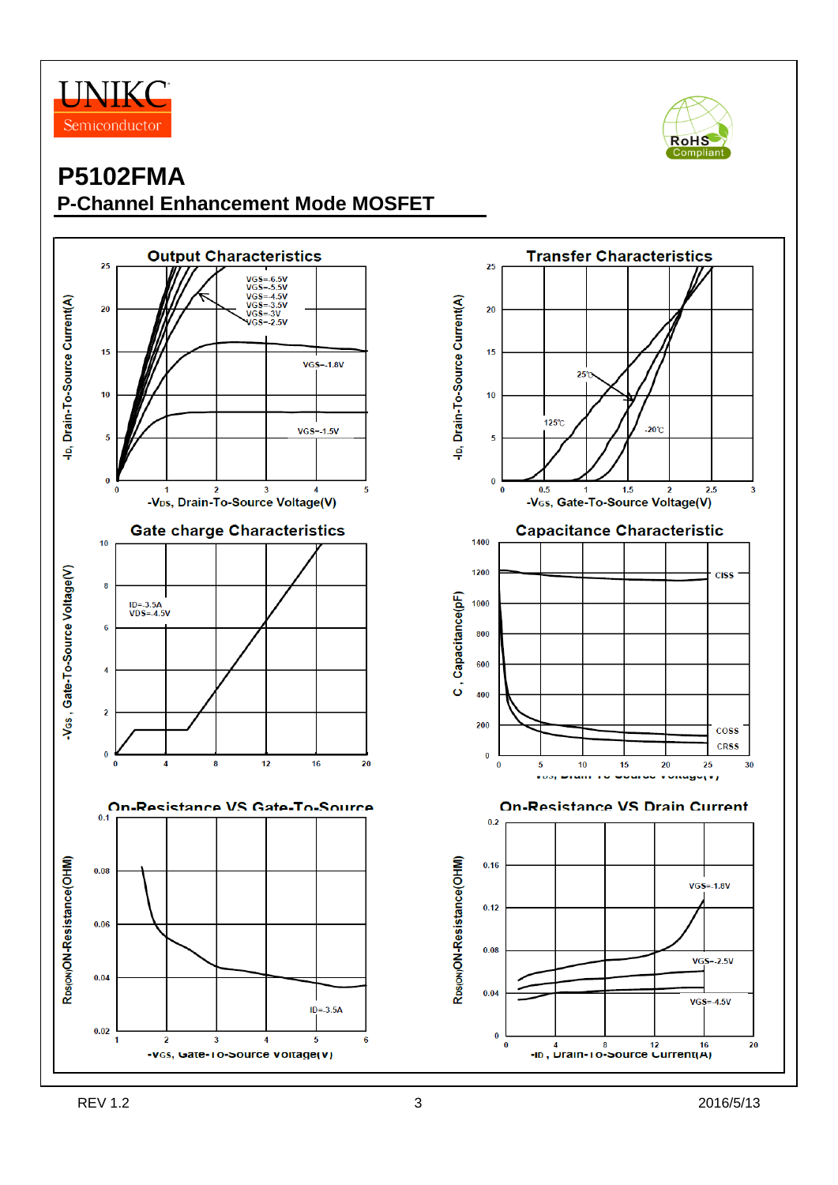# P5102FMA

## P-Channel Enhancement Mode MOSFET

### Output Characteristics

VGS=-6.5V
VGS=-5.5V
VGS=-4.5V
VGS=-3.5V
VGS=-3V
VGS=-2.5V
VGS=-1.8V
VGS=-1.5V

$-I_D$, Drain-To-Source Current(A)

$-V_{DS}$, Drain-To-Source Voltage(V)

### Transfer Characteristics

25℃
125℃
-20℃

$-I_D$, Drain-To-Source Current(A)

$-V_{GS}$, Gate-To-Source Voltage(V)

### Gate charge Characteristics

ID=-3.5A
VDS=-4.5V

$-V_{GS}$ , Gate-To-Source Voltage(V)

### Capacitance Characteristic

CISS
COSS
CRSS

C , Capacitance(pF)

$-V_{DS}$, Drain-To-Source Voltage(V)

### On-Resistance VS Gate-To-Source

ID=-3.5A

$R_{DS(ON)}$ON-Resistance(OHM)

$-V_{GS}$, Gate-To-Source Voltage(V)

### On-Resistance VS Drain Current

VGS=-1.8V
VGS=-2.5V
VGS=-4.5V

$R_{DS(ON)}$ON-Resistance(OHM)

$-I_D$ , Drain-To-Source Current(A)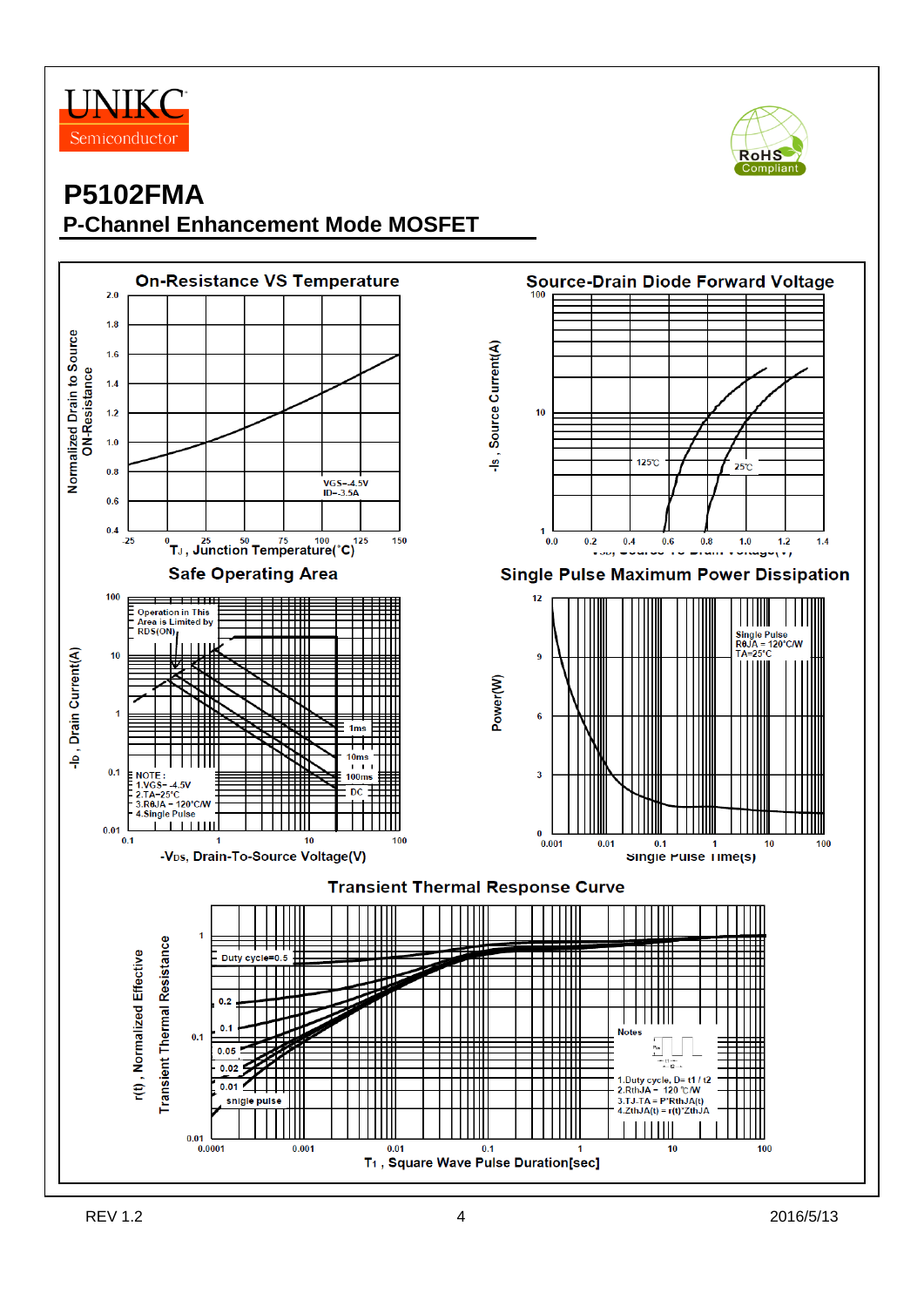# P5102FMA

## P-Channel Enhancement Mode MOSFET

### On-Resistance VS Temperature

Normalized Drain to Source ON-Resistance

VGS=-4.5V
ID=-3.5A

$T_J$, Junction Temperature(°C)

### Source-Drain Diode Forward Voltage

-Is , Source Current(A)

125°C
25°C

-VSD, Source-To-Drain Voltage(V)

### Safe Operating Area

Operation in This Area is Limited by RDS(ON)

1ms
10ms
100ms
DC

NOTE :
1.VGS= -4.5V
2.TA=25°C
3.RθJA = 120°C/W
4.Single Pulse

-ID , Drain Current(A)

$-V_{DS}$, Drain-To-Source Voltage(V)

### Single Pulse Maximum Power Dissipation

Single Pulse
RθJA = 120°C/W
TA=25°C

Power(W)

Single Pulse Time(s)

### Transient Thermal Response Curve

Duty cycle=0.5
0.2
0.1
0.05
0.02
0.01
single pulse

Notes
1.Duty cycle, D= t1 / t2
2.RthJA = 120 °C/W
3.TJ-TA = P*RthJA(t)
4.ZthJA(t) = r(t)*ZthJA

r(t), Normalized Effective Transient Thermal Resistance

$T_1$ , Square Wave Pulse Duration[sec]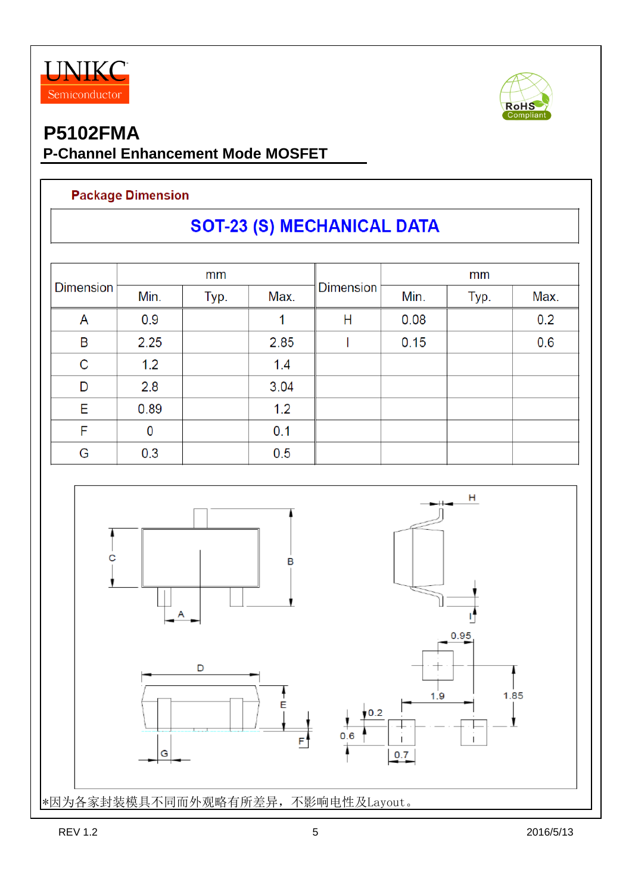UNIKC Semiconductor

# P5102FMA

## P-Channel Enhancement Mode MOSFET

### Package Dimension

## SOT-23 (S) MECHANICAL DATA

| Dimension | mm | | | Dimension | mm | | |
|---|---|---|---|---|---|---|---|
| | Min. | Typ. | Max. | | Min. | Typ. | Max. |
| A | 0.9 | | 1 | H | 0.08 | | 0.2 |
| B | 2.25 | | 2.85 | I | 0.15 | | 0.6 |
| C | 1.2 | | 1.4 | | | | |
| D | 2.8 | | 3.04 | | | | |
| E | 0.89 | | 1.2 | | | | |
| F | 0 | | 0.1 | | | | |
| G | 0.3 | | 0.5 | | | | |

*因为各家封装模具不同而外观略有所差异，不影响电性及Layout。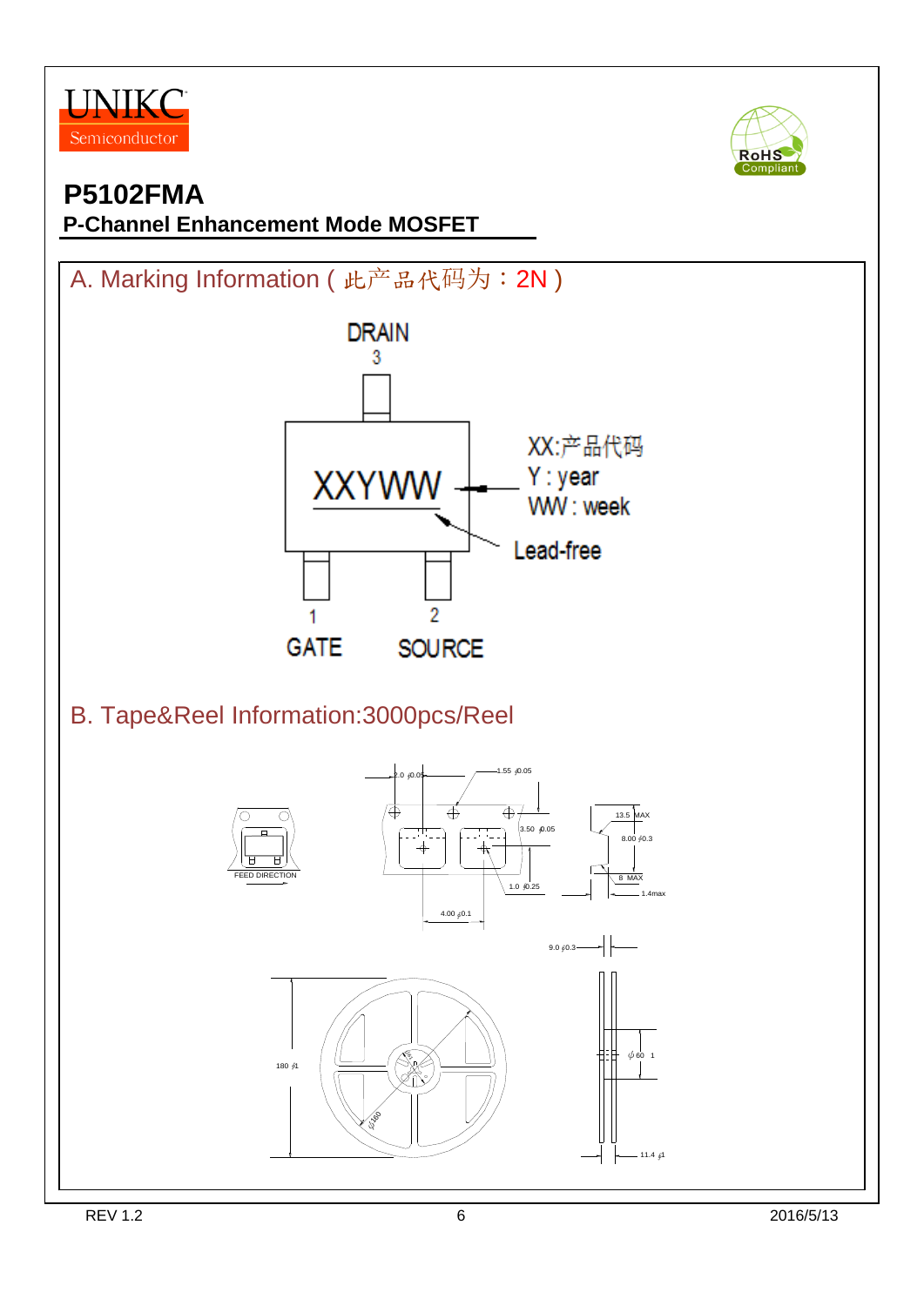# P5102FMA

## P-Channel Enhancement Mode MOSFET

## A. Marking Information ( 此产品代码为：2N )

DRAIN
3

XXYWW

XX:产品代码
Y : year
WW : week

Lead-free

1 GATE
2 SOURCE

## B. Tape&Reel Information:3000pcs/Reel

FEED DIRECTION

2.0 ±0.05
1.55 ±0.05
3.50 ±0.05
1.0 ±0.25
4.00 ±0.1
13.5 MAX
8.00 ±0.3
8 MAX
1.4max
9.0 ±0.3
180 ±1
φ160
φ60 1
11.4 ±1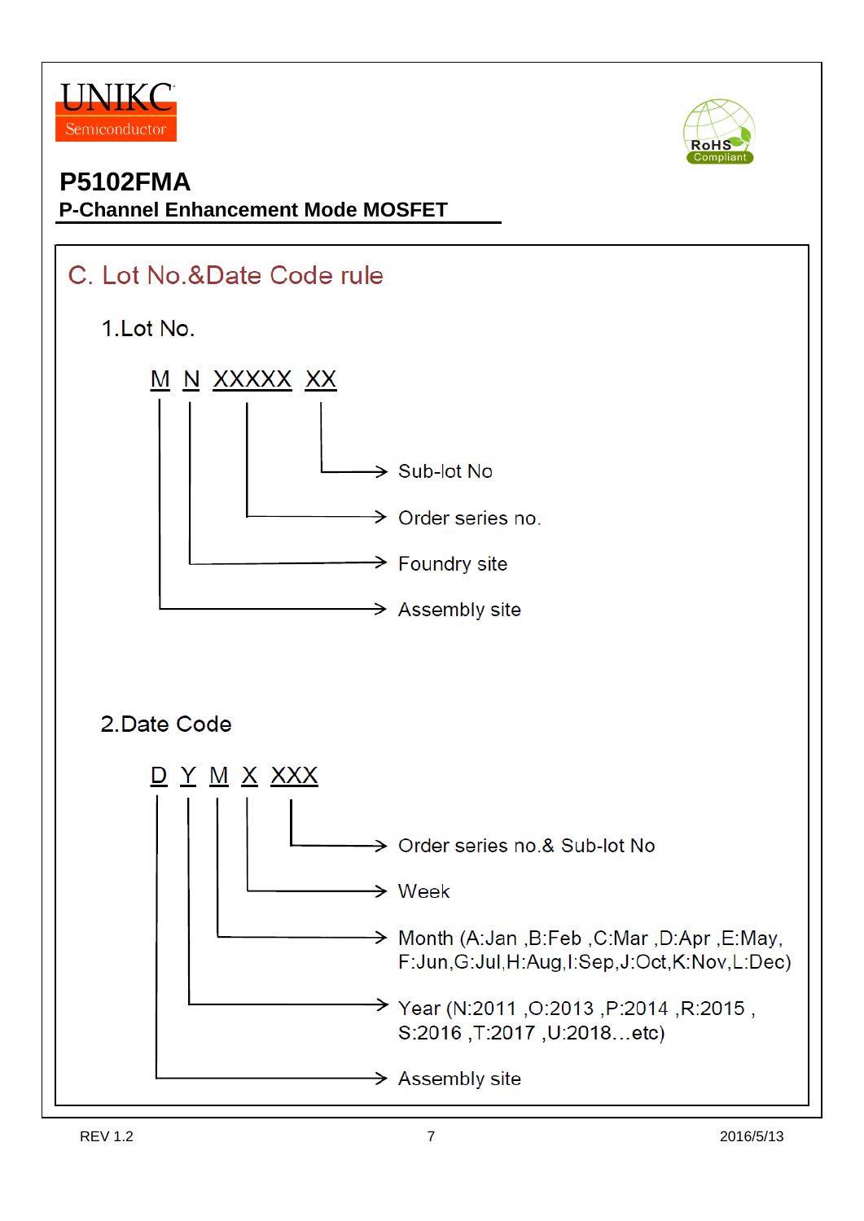UNIKC
Semiconductor

# P5102FMA

**P-Channel Enhancement Mode MOSFET**

## C. Lot No.&Date Code rule

### 1.Lot No.

M N XXXXX XX

- XX → Sub-lot No
- XXXXX → Order series no.
- N → Foundry site
- M → Assembly site

### 2.Date Code

D Y M X XXX

- XXX → Order series no.& Sub-lot No
- X → Week
- M → Month (A:Jan ,B:Feb ,C:Mar ,D:Apr ,E:May, F:Jun,G:Jul,H:Aug,I:Sep,J:Oct,K:Nov,L:Dec)
- Y → Year (N:2011 ,O:2013 ,P:2014 ,R:2015 , S:2016 ,T:2017 ,U:2018…etc)
- D → Assembly site

REV 1.2 2016/5/13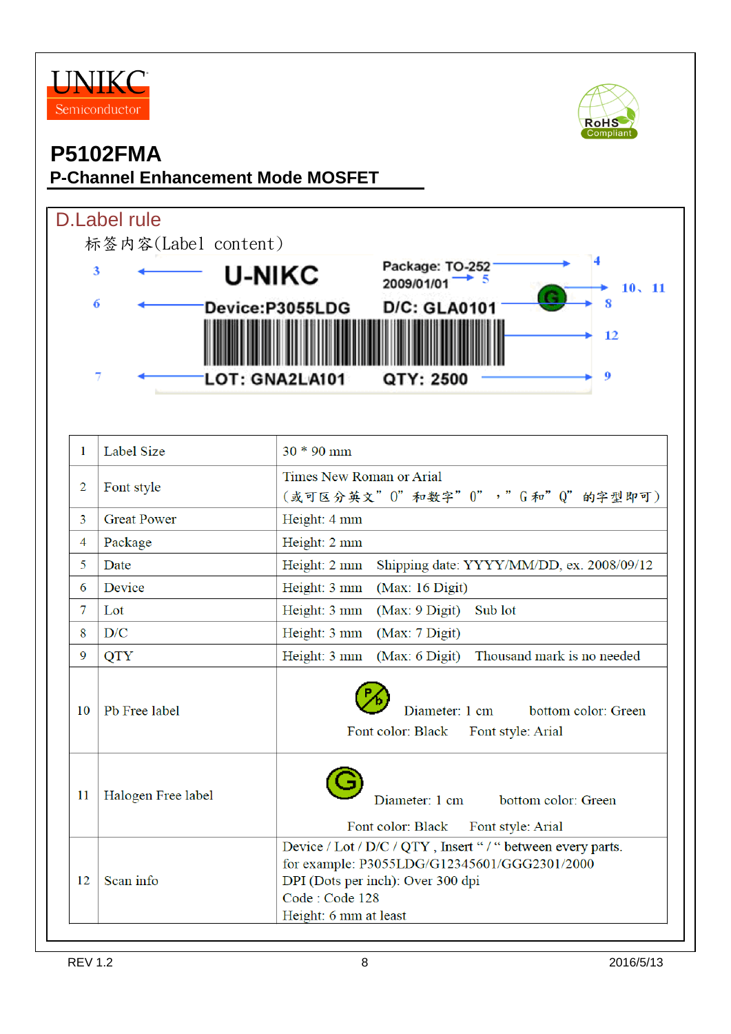UNIKC Semiconductor

RoHS Compliant

# P5102FMA

## P-Channel Enhancement Mode MOSFET

## D.Label rule

标签内容(Label content)

3 U-NIKC
Package: TO-252 4
2009/01/01 5
10、11
6 Device:P3055LDG D/C: GLA0101 8
12
7 LOT: GNA2LA101 QTY: 2500 9

| | | |
|---|---|---|
| 1 | Label Size | 30 * 90 mm |
| 2 | Font style | Times New Roman or Arial<br>(或可区分英文" O" 和数字" 0" ，" G 和" Q" 的字型即可) |
| 3 | Great Power | Height: 4 mm |
| 4 | Package | Height: 2 mm |
| 5 | Date | Height: 2 mm  Shipping date: YYYY/MM/DD, ex. 2008/09/12 |
| 6 | Device | Height: 3 mm  (Max: 16 Digit) |
| 7 | Lot | Height: 3 mm  (Max: 9 Digit)  Sub lot |
| 8 | D/C | Height: 3 mm  (Max: 7 Digit) |
| 9 | QTY | Height: 3 mm  (Max: 6 Digit)  Thousand mark is no needed |
| 10 | Pb Free label | Diameter: 1 cm  bottom color: Green<br>Font color: Black  Font style: Arial |
| 11 | Halogen Free label | Diameter: 1 cm  bottom color: Green<br>Font color: Black  Font style: Arial |
| 12 | Scan info | Device / Lot / D/C / QTY , Insert " / " between every parts.<br>for example: P3055LDG/G12345601/GGG2301/2000<br>DPI (Dots per inch): Over 300 dpi<br>Code : Code 128<br>Height: 6 mm at least |

REV 1.2 2016/5/13